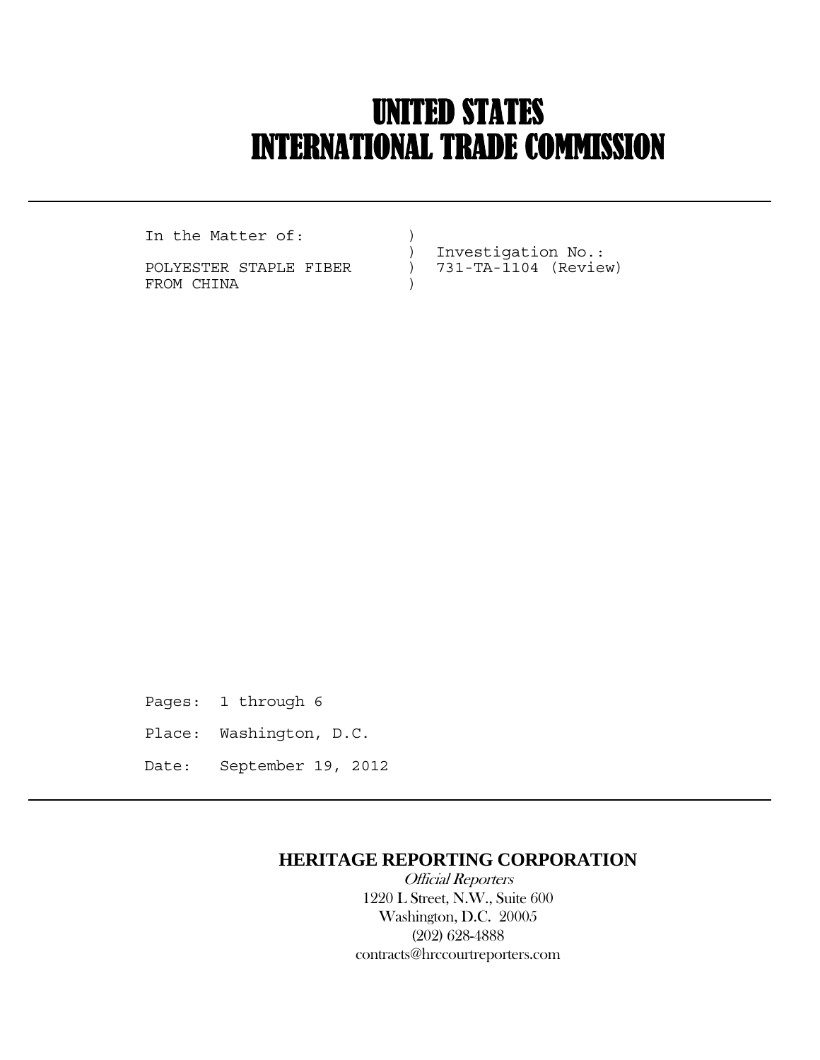# UNITED STATES
# INTERNATIONAL TRADE COMMISSION

---

```
In the Matter of:          )
                           )  Investigation No.:
POLYESTER STAPLE FIBER     )  731-TA-1104 (Review)
FROM CHINA                 )
```

Pages: 1 through 6

Place: Washington, D.C.

Date: September 19, 2012

---

**HERITAGE REPORTING CORPORATION**

*Official Reporters*

1220 L Street, N.W., Suite 600

Washington, D.C. 20005

(202) 628-4888

contracts@hrccourtreporters.com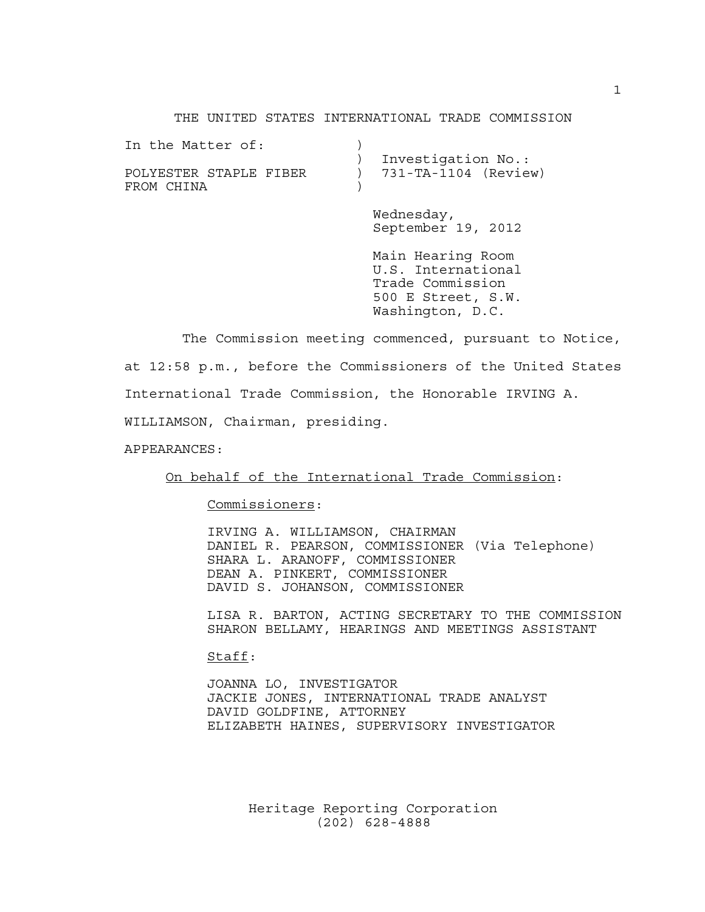THE UNITED STATES INTERNATIONAL TRADE COMMISSION

| In the Matter of: | ) | |
|---|---|---|
| | ) | Investigation No.: |
| POLYESTER STAPLE FIBER | ) | 731-TA-1104 (Review) |
| FROM CHINA | ) | |

Wednesday,
September 19, 2012

Main Hearing Room
U.S. International
Trade Commission
500 E Street, S.W.
Washington, D.C.

The Commission meeting commenced, pursuant to Notice, at 12:58 p.m., before the Commissioners of the United States International Trade Commission, the Honorable IRVING A. WILLIAMSON, Chairman, presiding.

APPEARANCES:

On behalf of the International Trade Commission:

Commissioners:

IRVING A. WILLIAMSON, CHAIRMAN
DANIEL R. PEARSON, COMMISSIONER (Via Telephone)
SHARA L. ARANOFF, COMMISSIONER
DEAN A. PINKERT, COMMISSIONER
DAVID S. JOHANSON, COMMISSIONER

LISA R. BARTON, ACTING SECRETARY TO THE COMMISSION
SHARON BELLAMY, HEARINGS AND MEETINGS ASSISTANT

Staff:

JOANNA LO, INVESTIGATOR
JACKIE JONES, INTERNATIONAL TRADE ANALYST
DAVID GOLDFINE, ATTORNEY
ELIZABETH HAINES, SUPERVISORY INVESTIGATOR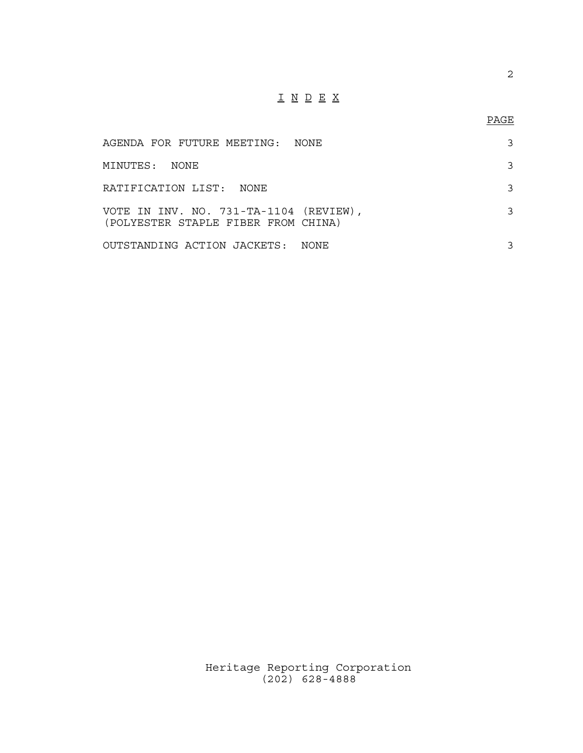# I N D E X

| | PAGE |
|---|---|
| AGENDA FOR FUTURE MEETING: NONE | 3 |
| MINUTES: NONE | 3 |
| RATIFICATION LIST: NONE | 3 |
| VOTE IN INV. NO. 731-TA-1104 (REVIEW), (POLYESTER STAPLE FIBER FROM CHINA) | 3 |
| OUTSTANDING ACTION JACKETS: NONE | 3 |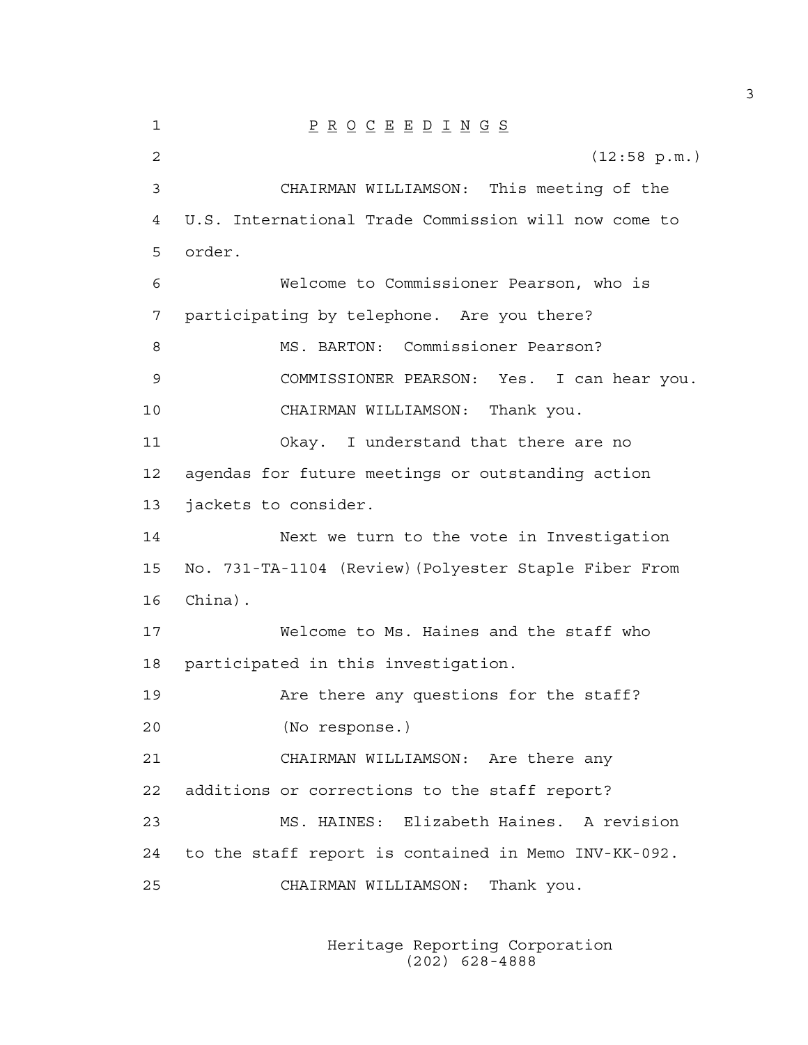P R O C E E D I N G S

(12:58 p.m.)

CHAIRMAN WILLIAMSON: This meeting of the U.S. International Trade Commission will now come to order.

Welcome to Commissioner Pearson, who is participating by telephone. Are you there?

MS. BARTON: Commissioner Pearson?

COMMISSIONER PEARSON: Yes. I can hear you.

CHAIRMAN WILLIAMSON: Thank you.

Okay. I understand that there are no agendas for future meetings or outstanding action jackets to consider.

Next we turn to the vote in Investigation No. 731-TA-1104 (Review)(Polyester Staple Fiber From China).

Welcome to Ms. Haines and the staff who participated in this investigation.

Are there any questions for the staff?

(No response.)

CHAIRMAN WILLIAMSON: Are there any additions or corrections to the staff report?

MS. HAINES: Elizabeth Haines. A revision to the staff report is contained in Memo INV-KK-092.

CHAIRMAN WILLIAMSON: Thank you.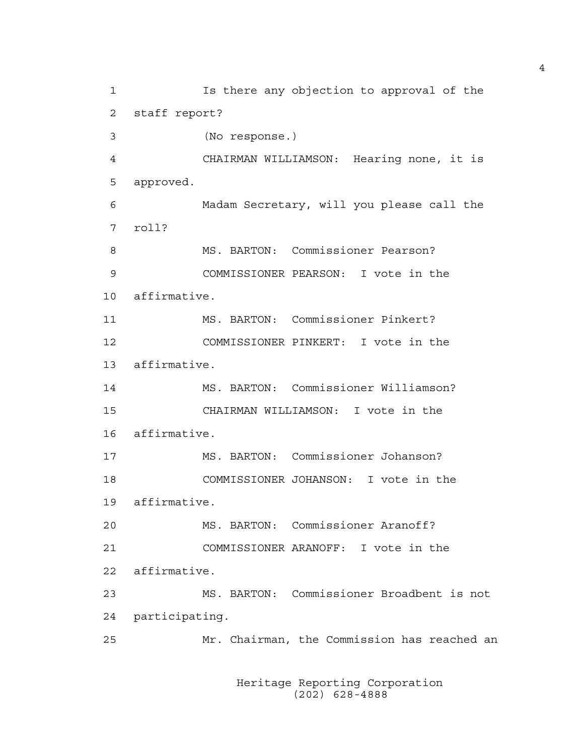Is there any objection to approval of the staff report?

(No response.)

CHAIRMAN WILLIAMSON: Hearing none, it is approved.

Madam Secretary, will you please call the roll?

MS. BARTON: Commissioner Pearson?

COMMISSIONER PEARSON: I vote in the affirmative.

MS. BARTON: Commissioner Pinkert?

COMMISSIONER PINKERT: I vote in the affirmative.

MS. BARTON: Commissioner Williamson?

CHAIRMAN WILLIAMSON: I vote in the affirmative.

MS. BARTON: Commissioner Johanson?

COMMISSIONER JOHANSON: I vote in the affirmative.

MS. BARTON: Commissioner Aranoff?

COMMISSIONER ARANOFF: I vote in the affirmative.

MS. BARTON: Commissioner Broadbent is not participating.

Mr. Chairman, the Commission has reached an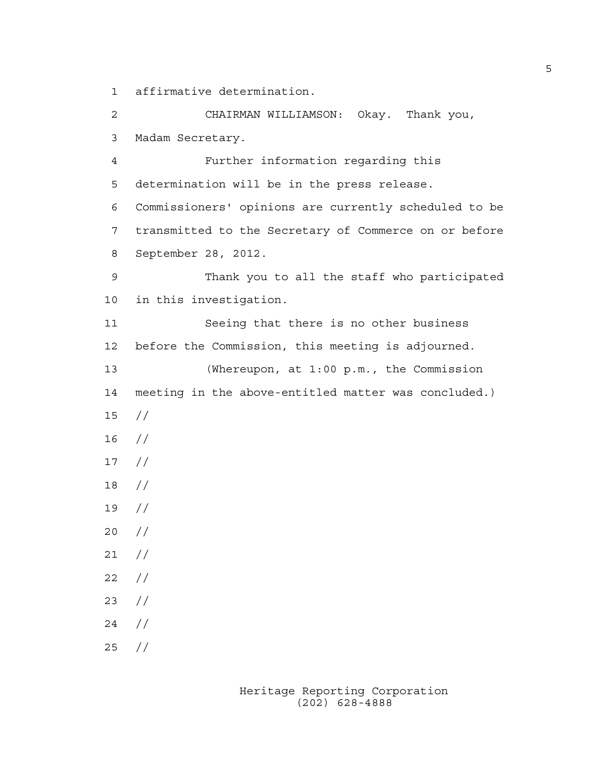affirmative determination.

CHAIRMAN WILLIAMSON: Okay. Thank you, Madam Secretary.

Further information regarding this determination will be in the press release. Commissioners' opinions are currently scheduled to be transmitted to the Secretary of Commerce on or before September 28, 2012.

Thank you to all the staff who participated in this investigation.

Seeing that there is no other business before the Commission, this meeting is adjourned.

(Whereupon, at 1:00 p.m., the Commission meeting in the above-entitled matter was concluded.)

//

//

//

//

//

//

//

//

//

//

//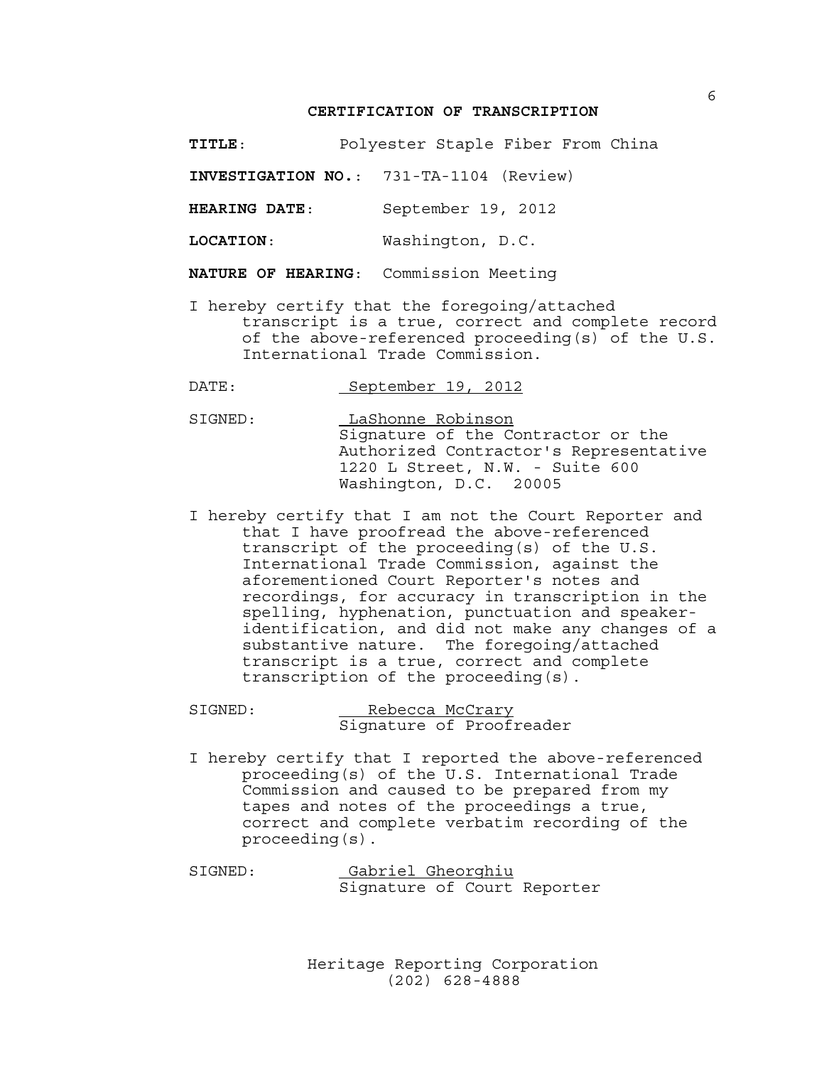# CERTIFICATION OF TRANSCRIPTION

**TITLE**: Polyester Staple Fiber From China

**INVESTIGATION NO.**: 731-TA-1104 (Review)

**HEARING DATE**: September 19, 2012

**LOCATION**: Washington, D.C.

**NATURE OF HEARING**: Commission Meeting

I hereby certify that the foregoing/attached transcript is a true, correct and complete record of the above-referenced proceeding(s) of the U.S. International Trade Commission.

DATE: September 19, 2012

SIGNED: LaShonne Robinson
Signature of the Contractor or the Authorized Contractor's Representative
1220 L Street, N.W. - Suite 600
Washington, D.C. 20005

I hereby certify that I am not the Court Reporter and that I have proofread the above-referenced transcript of the proceeding(s) of the U.S. International Trade Commission, against the aforementioned Court Reporter's notes and recordings, for accuracy in transcription in the spelling, hyphenation, punctuation and speaker-identification, and did not make any changes of a substantive nature. The foregoing/attached transcript is a true, correct and complete transcription of the proceeding(s).

SIGNED: Rebecca McCrary
Signature of Proofreader

I hereby certify that I reported the above-referenced proceeding(s) of the U.S. International Trade Commission and caused to be prepared from my tapes and notes of the proceedings a true, correct and complete verbatim recording of the proceeding(s).

SIGNED: Gabriel Gheorghiu
Signature of Court Reporter